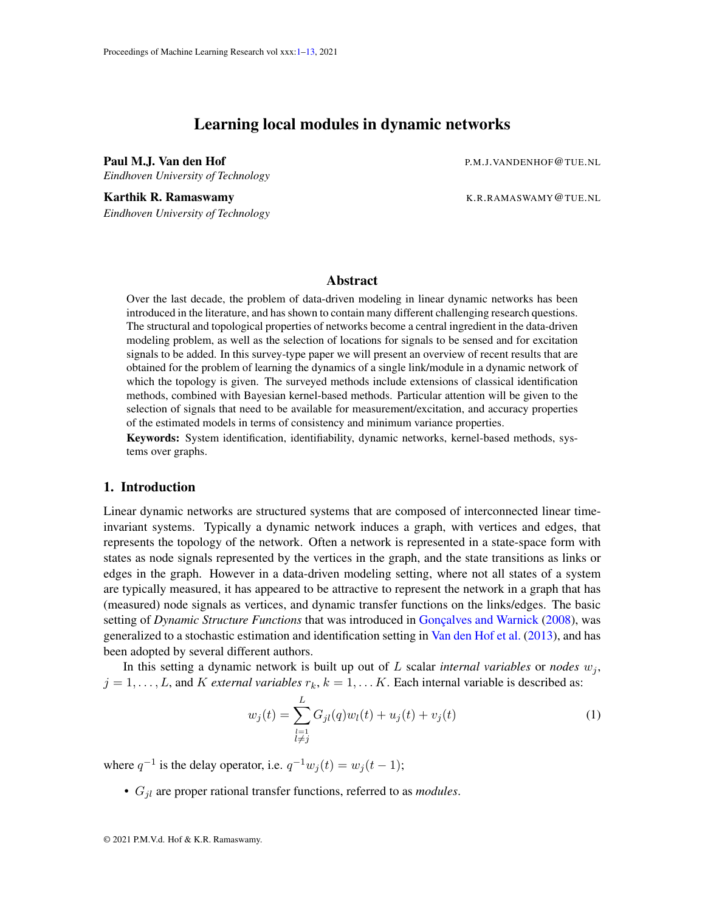// Learning local modules in dynamic networks

**Paul M.J. Van den Hof** P.M.J.VANDENHOF@TUE.NL
*Eindhoven University of Technology*

**Karthik R. Ramaswamy** K.R.RAMASWAMY@TUE.NL
*Eindhoven University of Technology*

## Abstract

Over the last decade, the problem of data-driven modeling in linear dynamic networks has been introduced in the literature, and has shown to contain many different challenging research questions. The structural and topological properties of networks become a central ingredient in the data-driven modeling problem, as well as the selection of locations for signals to be sensed and for excitation signals to be added. In this survey-type paper we will present an overview of recent results that are obtained for the problem of learning the dynamics of a single link/module in a dynamic network of which the topology is given. The surveyed methods include extensions of classical identification methods, combined with Bayesian kernel-based methods. Particular attention will be given to the selection of signals that need to be available for measurement/excitation, and accuracy properties of the estimated models in terms of consistency and minimum variance properties.

**Keywords:** System identification, identifiability, dynamic networks, kernel-based methods, systems over graphs.

## 1. Introduction

Linear dynamic networks are structured systems that are composed of interconnected linear time-invariant systems. Typically a dynamic network induces a graph, with vertices and edges, that represents the topology of the network. Often a network is represented in a state-space form with states as node signals represented by the vertices in the graph, and the state transitions as links or edges in the graph. However in a data-driven modeling setting, where not all states of a system are typically measured, it has appeared to be attractive to represent the network in a graph that has (measured) node signals as vertices, and dynamic transfer functions on the links/edges. The basic setting of *Dynamic Structure Functions* that was introduced in Gonçalves and Warnick (2008), was generalized to a stochastic estimation and identification setting in Van den Hof et al. (2013), and has been adopted by several different authors.

In this setting a dynamic network is built up out of $L$ scalar *internal variables* or *nodes* $w_j$, $j = 1, \dots, L$, and $K$ *external variables* $r_k$, $k = 1, \dots K$. Each internal variable is described as:

$$w_j(t) = \sum_{\substack{l=1 \\ l \neq j}}^{L} G_{jl}(q) w_l(t) + u_j(t) + v_j(t) \tag{1}$$

where $q^{-1}$ is the delay operator, i.e. $q^{-1} w_j(t) = w_j(t-1)$;

- $G_{jl}$ are proper rational transfer functions, referred to as *modules*.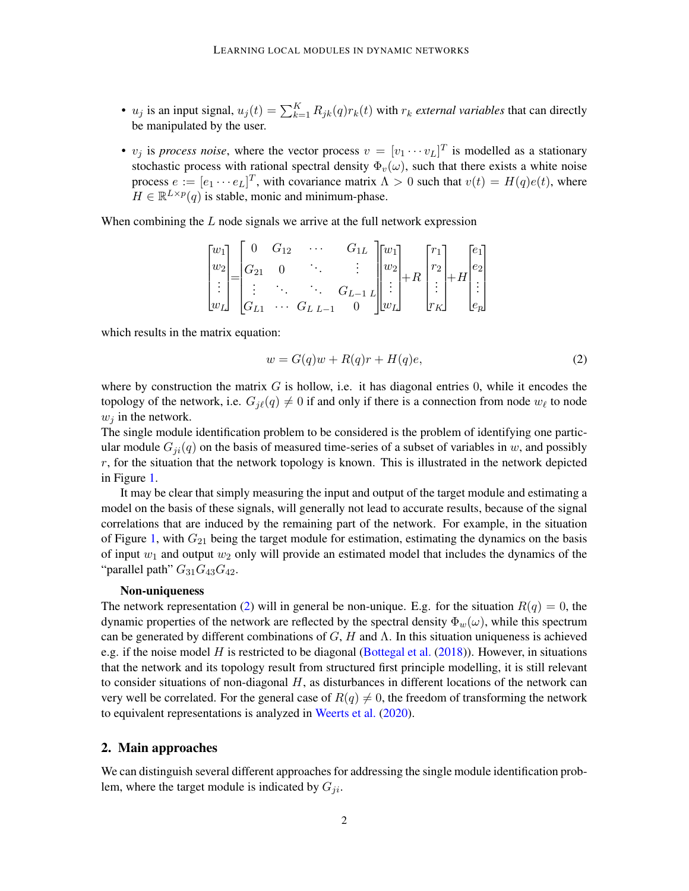- $u_j$ is an input signal, $u_j(t) = \sum_{k=1}^{K} R_{jk}(q) r_k(t)$ with $r_k$ *external variables* that can directly be manipulated by the user.
- $v_j$ is *process noise*, where the vector process $v = [v_1 \cdots v_L]^T$ is modelled as a stationary stochastic process with rational spectral density $\Phi_v(\omega)$, such that there exists a white noise process $e := [e_1 \cdots e_L]^T$, with covariance matrix $\Lambda > 0$ such that $v(t) = H(q)e(t)$, where $H \in \mathbb{R}^{L \times p}(q)$ is stable, monic and minimum-phase.

When combining the $L$ node signals we arrive at the full network expression

$$\begin{bmatrix} w_1 \\ w_2 \\ \vdots \\ w_L \end{bmatrix} = \begin{bmatrix} 0 & G_{12} & \cdots & G_{1L} \\ G_{21} & 0 & \ddots & \vdots \\ \vdots & \ddots & \ddots & G_{L-1\ L} \\ G_{L1} & \cdots & G_{L\ L-1} & 0 \end{bmatrix} \begin{bmatrix} w_1 \\ w_2 \\ \vdots \\ w_L \end{bmatrix} + R \begin{bmatrix} r_1 \\ r_2 \\ \vdots \\ r_K \end{bmatrix} + H \begin{bmatrix} e_1 \\ e_2 \\ \vdots \\ e_p \end{bmatrix}$$

which results in the matrix equation:

$$w = G(q)w + R(q)r + H(q)e, \tag{2}$$

where by construction the matrix $G$ is hollow, i.e. it has diagonal entries 0, while it encodes the topology of the network, i.e. $G_{j\ell}(q) \neq 0$ if and only if there is a connection from node $w_\ell$ to node $w_j$ in the network.
The single module identification problem to be considered is the problem of identifying one particular module $G_{ji}(q)$ on the basis of measured time-series of a subset of variables in $w$, and possibly $r$, for the situation that the network topology is known. This is illustrated in the network depicted in Figure 1.

It may be clear that simply measuring the input and output of the target module and estimating a model on the basis of these signals, will generally not lead to accurate results, because of the signal correlations that are induced by the remaining part of the network. For example, in the situation of Figure 1, with $G_{21}$ being the target module for estimation, estimating the dynamics on the basis of input $w_1$ and output $w_2$ only will provide an estimated model that includes the dynamics of the "parallel path" $G_{31}G_{43}G_{42}$.

**Non-uniqueness**
The network representation (2) will in general be non-unique. E.g. for the situation $R(q) = 0$, the dynamic properties of the network are reflected by the spectral density $\Phi_w(\omega)$, while this spectrum can be generated by different combinations of $G$, $H$ and $\Lambda$. In this situation uniqueness is achieved e.g. if the noise model $H$ is restricted to be diagonal (Bottegal et al. (2018)). However, in situations that the network and its topology result from structured first principle modelling, it is still relevant to consider situations of non-diagonal $H$, as disturbances in different locations of the network can very well be correlated. For the general case of $R(q) \neq 0$, the freedom of transforming the network to equivalent representations is analyzed in Weerts et al. (2020).

## 2. Main approaches

We can distinguish several different approaches for addressing the single module identification problem, where the target module is indicated by $G_{ji}$.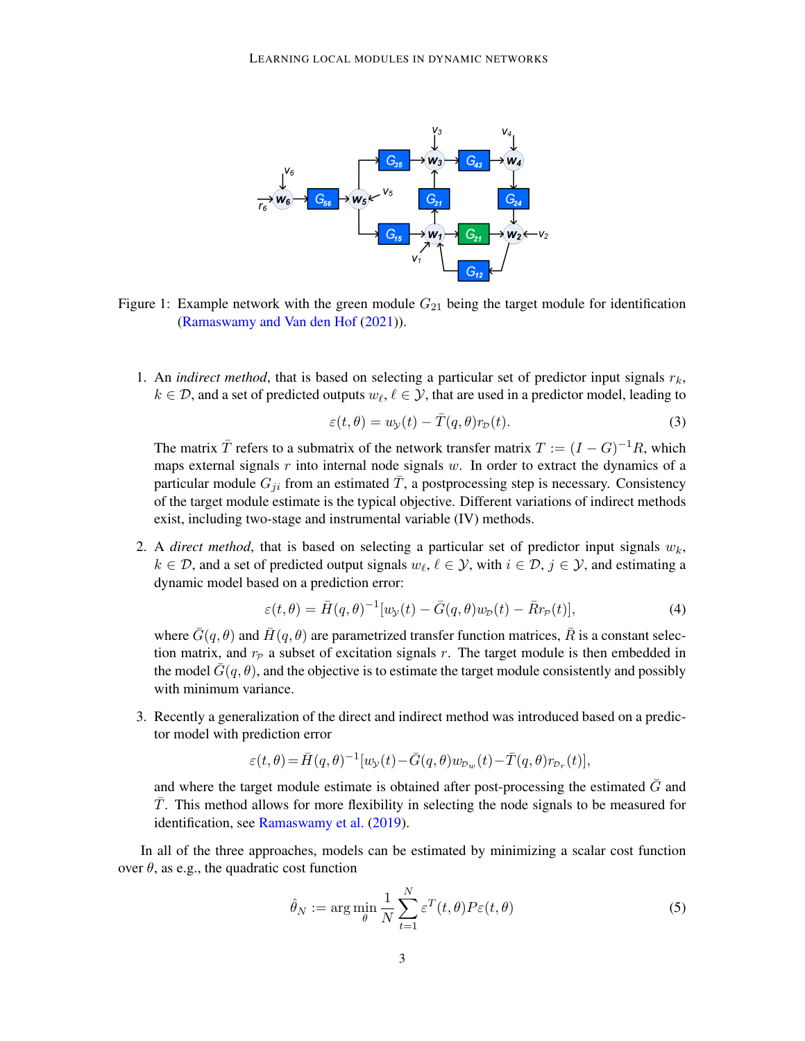Figure 1: Example network with the green module $G_{21}$ being the target module for identification (Ramaswamy and Van den Hof (2021)).

1. An *indirect method*, that is based on selecting a particular set of predictor input signals $r_k$, $k \in \mathcal{D}$, and a set of predicted outputs $w_\ell$, $\ell \in \mathcal{Y}$, that are used in a predictor model, leading to

$$\varepsilon(t,\theta) = w_{\mathcal{Y}}(t) - \bar{T}(q,\theta) r_{\mathcal{D}}(t). \tag{3}$$

The matrix $\bar{T}$ refers to a submatrix of the network transfer matrix $T := (I - G)^{-1} R$, which maps external signals $r$ into internal node signals $w$. In order to extract the dynamics of a particular module $G_{ji}$ from an estimated $\bar{T}$, a postprocessing step is necessary. Consistency of the target module estimate is the typical objective. Different variations of indirect methods exist, including two-stage and instrumental variable (IV) methods.

2. A *direct method*, that is based on selecting a particular set of predictor input signals $w_k$, $k \in \mathcal{D}$, and a set of predicted output signals $w_\ell$, $\ell \in \mathcal{Y}$, with $i \in \mathcal{D}$, $j \in \mathcal{Y}$, and estimating a dynamic model based on a prediction error:

$$\varepsilon(t,\theta) = \bar{H}(q,\theta)^{-1}[w_{\mathcal{Y}}(t) - \bar{G}(q,\theta) w_{\mathcal{D}}(t) - \bar{R} r_{\mathcal{P}}(t)], \tag{4}$$

where $\bar{G}(q,\theta)$ and $\bar{H}(q,\theta)$ are parametrized transfer function matrices, $\bar{R}$ is a constant selection matrix, and $r_{\mathcal{P}}$ a subset of excitation signals $r$. The target module is then embedded in the model $\bar{G}(q,\theta)$, and the objective is to estimate the target module consistently and possibly with minimum variance.

3. Recently a generalization of the direct and indirect method was introduced based on a predictor model with prediction error

$$\varepsilon(t,\theta) = \bar{H}(q,\theta)^{-1}[w_{\mathcal{Y}}(t) - \bar{G}(q,\theta) w_{\mathcal{D}_w}(t) - \bar{T}(q,\theta) r_{\mathcal{D}_r}(t)],$$

and where the target module estimate is obtained after post-processing the estimated $\bar{G}$ and $\bar{T}$. This method allows for more flexibility in selecting the node signals to be measured for identification, see Ramaswamy et al. (2019).

In all of the three approaches, models can be estimated by minimizing a scalar cost function over $\theta$, as e.g., the quadratic cost function

$$\hat{\theta}_N := \arg\min_{\theta} \frac{1}{N} \sum_{t=1}^{N} \varepsilon^T(t,\theta) P \varepsilon(t,\theta) \tag{5}$$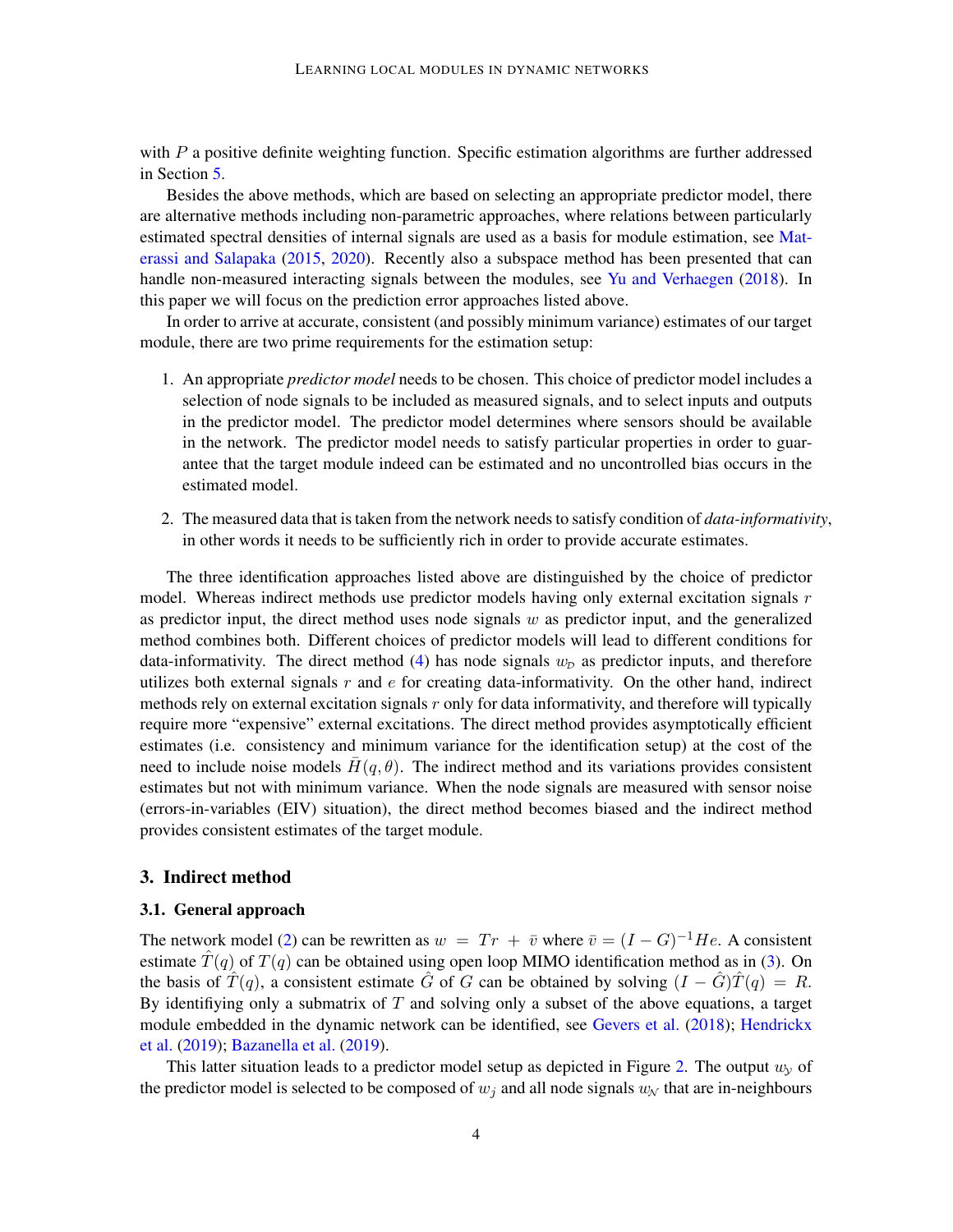with $P$ a positive definite weighting function. Specific estimation algorithms are further addressed in Section 5.

Besides the above methods, which are based on selecting an appropriate predictor model, there are alternative methods including non-parametric approaches, where relations between particularly estimated spectral densities of internal signals are used as a basis for module estimation, see Materassi and Salapaka (2015, 2020). Recently also a subspace method has been presented that can handle non-measured interacting signals between the modules, see Yu and Verhaegen (2018). In this paper we will focus on the prediction error approaches listed above.

In order to arrive at accurate, consistent (and possibly minimum variance) estimates of our target module, there are two prime requirements for the estimation setup:

1. An appropriate *predictor model* needs to be chosen. This choice of predictor model includes a selection of node signals to be included as measured signals, and to select inputs and outputs in the predictor model. The predictor model determines where sensors should be available in the network. The predictor model needs to satisfy particular properties in order to guarantee that the target module indeed can be estimated and no uncontrolled bias occurs in the estimated model.
2. The measured data that is taken from the network needs to satisfy condition of *data-informativity*, in other words it needs to be sufficiently rich in order to provide accurate estimates.

The three identification approaches listed above are distinguished by the choice of predictor model. Whereas indirect methods use predictor models having only external excitation signals $r$ as predictor input, the direct method uses node signals $w$ as predictor input, and the generalized method combines both. Different choices of predictor models will lead to different conditions for data-informativity. The direct method (4) has node signals $w_{\mathcal{D}}$ as predictor inputs, and therefore utilizes both external signals $r$ and $e$ for creating data-informativity. On the other hand, indirect methods rely on external excitation signals $r$ only for data informativity, and therefore will typically require more "expensive" external excitations. The direct method provides asymptotically efficient estimates (i.e. consistency and minimum variance for the identification setup) at the cost of the need to include noise models $\bar{H}(q, \theta)$. The indirect method and its variations provides consistent estimates but not with minimum variance. When the node signals are measured with sensor noise (errors-in-variables (EIV) situation), the direct method becomes biased and the indirect method provides consistent estimates of the target module.

## 3. Indirect method

### 3.1. General approach

The network model (2) can be rewritten as $w = Tr + \bar{v}$ where $\bar{v} = (I - G)^{-1}He$. A consistent estimate $\hat{T}(q)$ of $T(q)$ can be obtained using open loop MIMO identification method as in (3). On the basis of $\hat{T}(q)$, a consistent estimate $\hat{G}$ of $G$ can be obtained by solving $(I - \hat{G})\hat{T}(q) = R$. By identifiying only a submatrix of $T$ and solving only a subset of the above equations, a target module embedded in the dynamic network can be identified, see Gevers et al. (2018); Hendrickx et al. (2019); Bazanella et al. (2019).

This latter situation leads to a predictor model setup as depicted in Figure 2. The output $w_{\mathcal{Y}}$ of the predictor model is selected to be composed of $w_j$ and all node signals $w_{\mathcal{N}}$ that are in-neighbours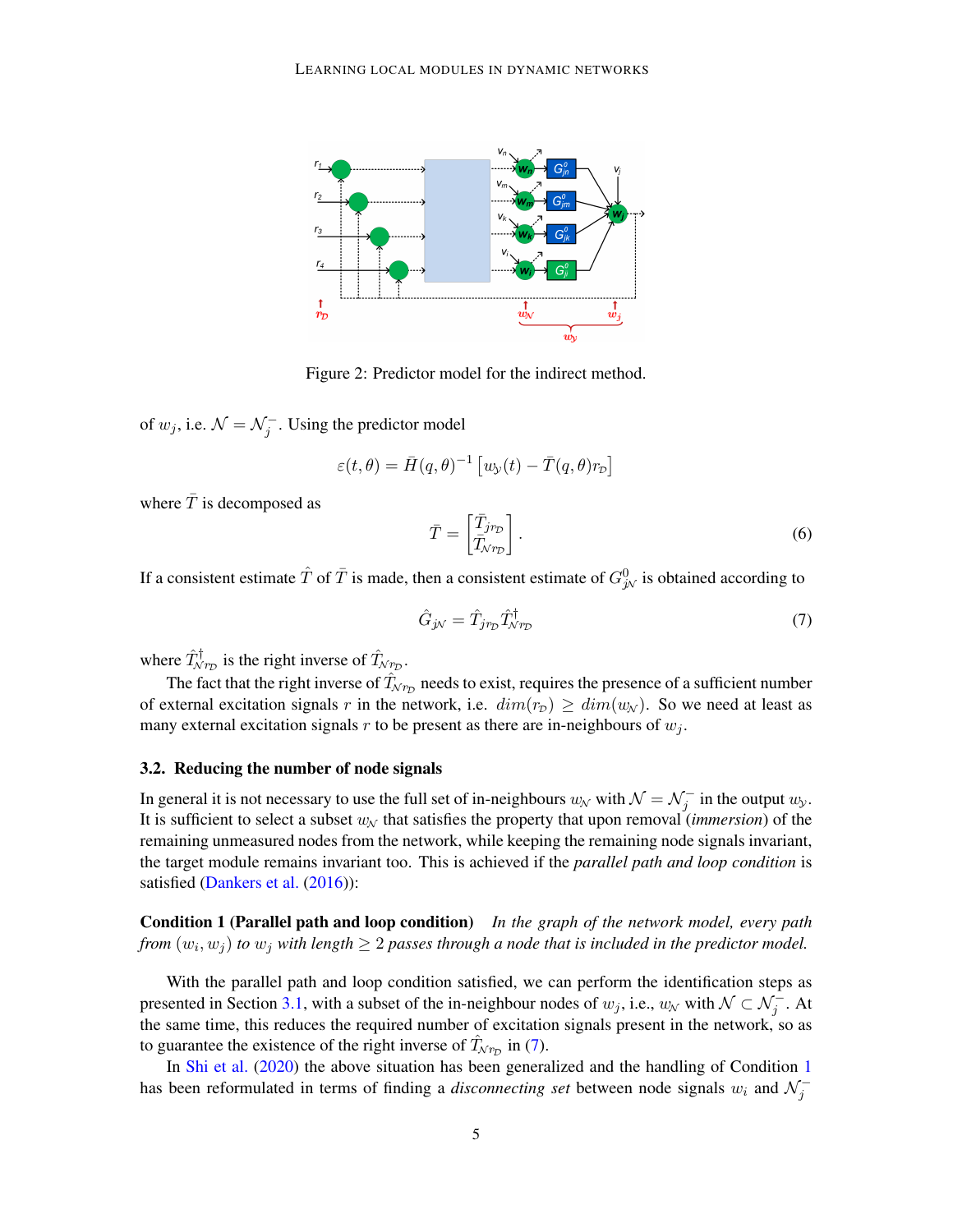Figure 2: Predictor model for the indirect method.

of $w_j$, i.e. $\mathcal{N} = \mathcal{N}_j^-$. Using the predictor model

$$\varepsilon(t, \theta) = \bar{H}(q, \theta)^{-1} \left[ w_{\mathcal{Y}}(t) - \bar{T}(q, \theta) r_{\mathcal{D}} \right]$$

where $\bar{T}$ is decomposed as

$$\bar{T} = \begin{bmatrix} \bar{T}_{j r_{\mathcal{D}}} \\ \bar{T}_{\mathcal{N} r_{\mathcal{D}}} \end{bmatrix}. \tag{6}$$

If a consistent estimate $\hat{T}$ of $\bar{T}$ is made, then a consistent estimate of $G_{j\mathcal{N}}^0$ is obtained according to

$$\hat{G}_{j\mathcal{N}} = \hat{T}_{j r_{\mathcal{D}}} \hat{T}_{\mathcal{N} r_{\mathcal{D}}}^{\dagger} \tag{7}$$

where $\hat{T}_{\mathcal{N} r_{\mathcal{D}}}^{\dagger}$ is the right inverse of $\hat{T}_{\mathcal{N} r_{\mathcal{D}}}$.

The fact that the right inverse of $\hat{T}_{\mathcal{N} r_{\mathcal{D}}}$ needs to exist, requires the presence of a sufficient number of external excitation signals $r$ in the network, i.e. $dim(r_{\mathcal{D}}) \geq dim(w_{\mathcal{N}})$. So we need at least as many external excitation signals $r$ to be present as there are in-neighbours of $w_j$.

### 3.2. Reducing the number of node signals

In general it is not necessary to use the full set of in-neighbours $w_{\mathcal{N}}$ with $\mathcal{N} = \mathcal{N}_j^-$ in the output $w_{\mathcal{Y}}$. It is sufficient to select a subset $w_{\mathcal{N}}$ that satisfies the property that upon removal (*immersion*) of the remaining unmeasured nodes from the network, while keeping the remaining node signals invariant, the target module remains invariant too. This is achieved if the *parallel path and loop condition* is satisfied (Dankers et al. (2016)):

**Condition 1 (Parallel path and loop condition)** *In the graph of the network model, every path from $(w_i, w_j)$ to $w_j$ with length $\geq 2$ passes through a node that is included in the predictor model.*

With the parallel path and loop condition satisfied, we can perform the identification steps as presented in Section 3.1, with a subset of the in-neighbour nodes of $w_j$, i.e., $w_{\mathcal{N}}$ with $\mathcal{N} \subset \mathcal{N}_j^-$. At the same time, this reduces the required number of excitation signals present in the network, so as to guarantee the existence of the right inverse of $\hat{T}_{\mathcal{N} r_{\mathcal{D}}}$ in (7).

In Shi et al. (2020) the above situation has been generalized and the handling of Condition 1 has been reformulated in terms of finding a *disconnecting set* between node signals $w_i$ and $\mathcal{N}_j^-$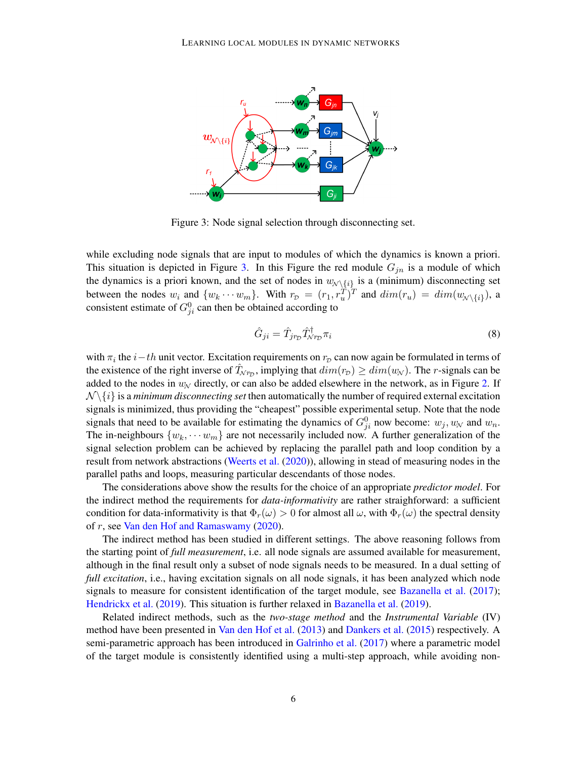Figure 3: Node signal selection through disconnecting set.

while excluding node signals that are input to modules of which the dynamics is known a priori. This situation is depicted in Figure 3. In this Figure the red module $G_{jn}$ is a module of which the dynamics is a priori known, and the set of nodes in $w_{\mathcal{N}\setminus\{i\}}$ is a (minimum) disconnecting set between the nodes $w_i$ and $\{w_k \cdots w_m\}$. With $r_{\mathcal{D}} = (r_1, r_u^T)^T$ and $dim(r_u) = dim(w_{\mathcal{N}\setminus\{i\}})$, a consistent estimate of $G_{ji}^0$ can then be obtained according to

$$\hat{G}_{ji} = \hat{T}_{jr_{\mathcal{D}}} \hat{T}_{\mathcal{N}r_{\mathcal{D}}}^{\dagger} \pi_i \tag{8}$$

with $\pi_i$ the $i-th$ unit vector. Excitation requirements on $r_{\mathcal{D}}$ can now again be formulated in terms of the existence of the right inverse of $\hat{T}_{\mathcal{N}r_{\mathcal{D}}}$, implying that $dim(r_{\mathcal{D}}) \geq dim(w_{\mathcal{N}})$. The $r$-signals can be added to the nodes in $w_{\mathcal{N}}$ directly, or can also be added elsewhere in the network, as in Figure 2. If $\mathcal{N}\setminus\{i\}$ is a *minimum disconnecting set* then automatically the number of required external excitation signals is minimized, thus providing the "cheapest" possible experimental setup. Note that the node signals that need to be available for estimating the dynamics of $G_{ji}^0$ now become: $w_j, w_{\mathcal{N}}$ and $w_n$. The in-neighbours $\{w_k, \cdots w_m\}$ are not necessarily included now. A further generalization of the signal selection problem can be achieved by replacing the parallel path and loop condition by a result from network abstractions (Weerts et al. (2020)), allowing in stead of measuring nodes in the parallel paths and loops, measuring particular descendants of those nodes.

The considerations above show the results for the choice of an appropriate *predictor model*. For the indirect method the requirements for *data-informativity* are rather straighforward: a sufficient condition for data-informativity is that $\Phi_r(\omega) > 0$ for almost all $\omega$, with $\Phi_r(\omega)$ the spectral density of $r$, see Van den Hof and Ramaswamy (2020).

The indirect method has been studied in different settings. The above reasoning follows from the starting point of *full measurement*, i.e. all node signals are assumed available for measurement, although in the final result only a subset of node signals needs to be measured. In a dual setting of *full excitation*, i.e., having excitation signals on all node signals, it has been analyzed which node signals to measure for consistent identification of the target module, see Bazanella et al. (2017); Hendrickx et al. (2019). This situation is further relaxed in Bazanella et al. (2019).

Related indirect methods, such as the *two-stage method* and the *Instrumental Variable* (IV) method have been presented in Van den Hof et al. (2013) and Dankers et al. (2015) respectively. A semi-parametric approach has been introduced in Galrinho et al. (2017) where a parametric model of the target module is consistently identified using a multi-step approach, while avoiding non-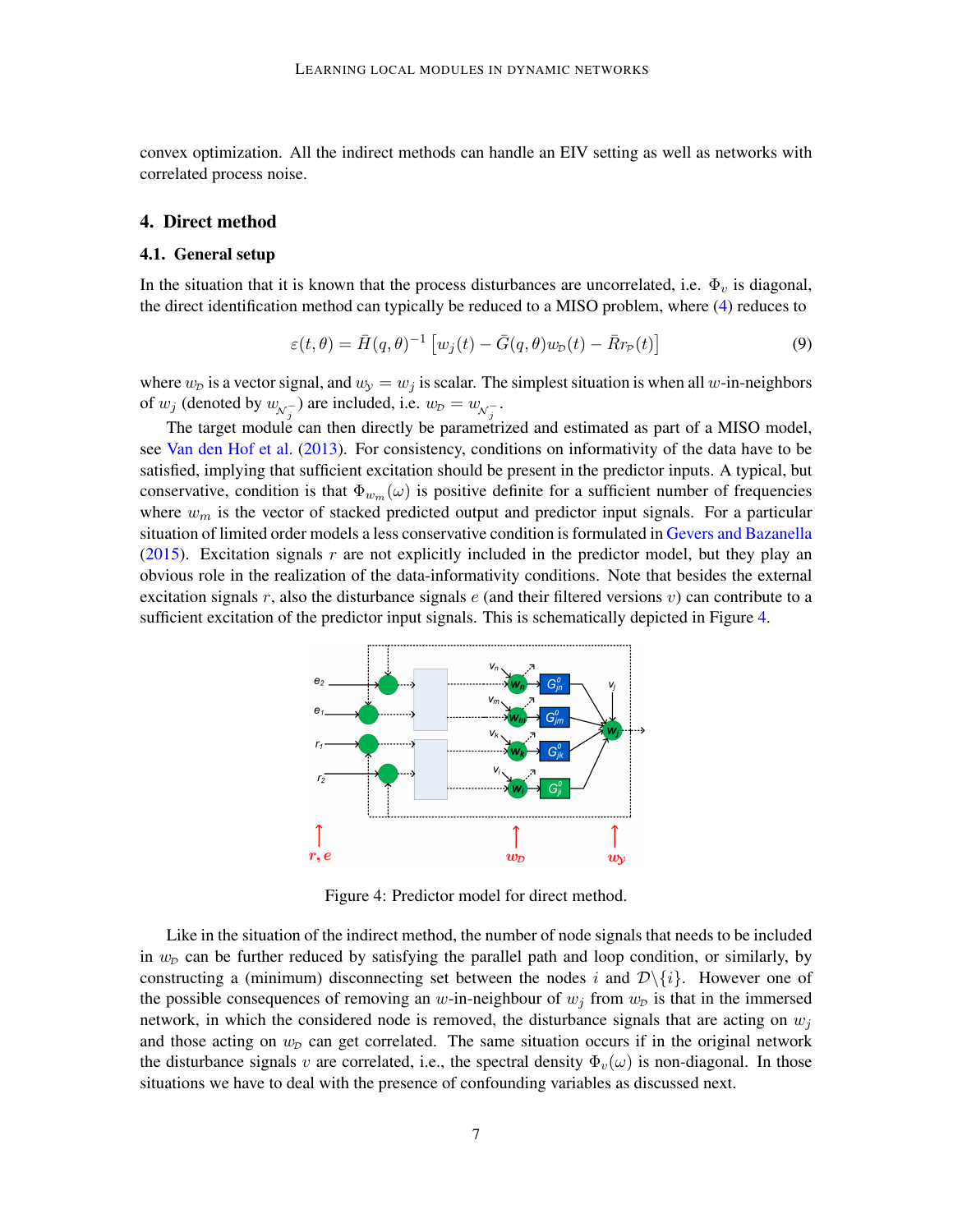convex optimization. All the indirect methods can handle an EIV setting as well as networks with correlated process noise.

## 4. Direct method

### 4.1. General setup

In the situation that it is known that the process disturbances are uncorrelated, i.e. $\Phi_v$ is diagonal, the direct identification method can typically be reduced to a MISO problem, where (4) reduces to

$$\varepsilon(t,\theta) = \bar{H}(q,\theta)^{-1}\left[w_j(t) - \bar{G}(q,\theta)w_{\mathcal{D}}(t) - \bar{R}r_{\mathcal{P}}(t)\right] \tag{9}$$

where $w_{\mathcal{D}}$ is a vector signal, and $w_{\mathcal{Y}} = w_j$ is scalar. The simplest situation is when all $w$-in-neighbors of $w_j$ (denoted by $w_{\mathcal{N}_j^-}$) are included, i.e. $w_{\mathcal{D}} = w_{\mathcal{N}_j^-}$.

The target module can then directly be parametrized and estimated as part of a MISO model, see Van den Hof et al. (2013). For consistency, conditions on informativity of the data have to be satisfied, implying that sufficient excitation should be present in the predictor inputs. A typical, but conservative, condition is that $\Phi_{w_m}(\omega)$ is positive definite for a sufficient number of frequencies where $w_m$ is the vector of stacked predicted output and predictor input signals. For a particular situation of limited order models a less conservative condition is formulated in Gevers and Bazanella (2015). Excitation signals $r$ are not explicitly included in the predictor model, but they play an obvious role in the realization of the data-informativity conditions. Note that besides the external excitation signals $r$, also the disturbance signals $e$ (and their filtered versions $v$) can contribute to a sufficient excitation of the predictor input signals. This is schematically depicted in Figure 4.

Figure 4: Predictor model for direct method.

Like in the situation of the indirect method, the number of node signals that needs to be included in $w_{\mathcal{D}}$ can be further reduced by satisfying the parallel path and loop condition, or similarly, by constructing a (minimum) disconnecting set between the nodes $i$ and $\mathcal{D}\backslash\{i\}$. However one of the possible consequences of removing an $w$-in-neighbour of $w_j$ from $w_{\mathcal{D}}$ is that in the immersed network, in which the considered node is removed, the disturbance signals that are acting on $w_j$ and those acting on $w_{\mathcal{D}}$ can get correlated. The same situation occurs if in the original network the disturbance signals $v$ are correlated, i.e., the spectral density $\Phi_v(\omega)$ is non-diagonal. In those situations we have to deal with the presence of confounding variables as discussed next.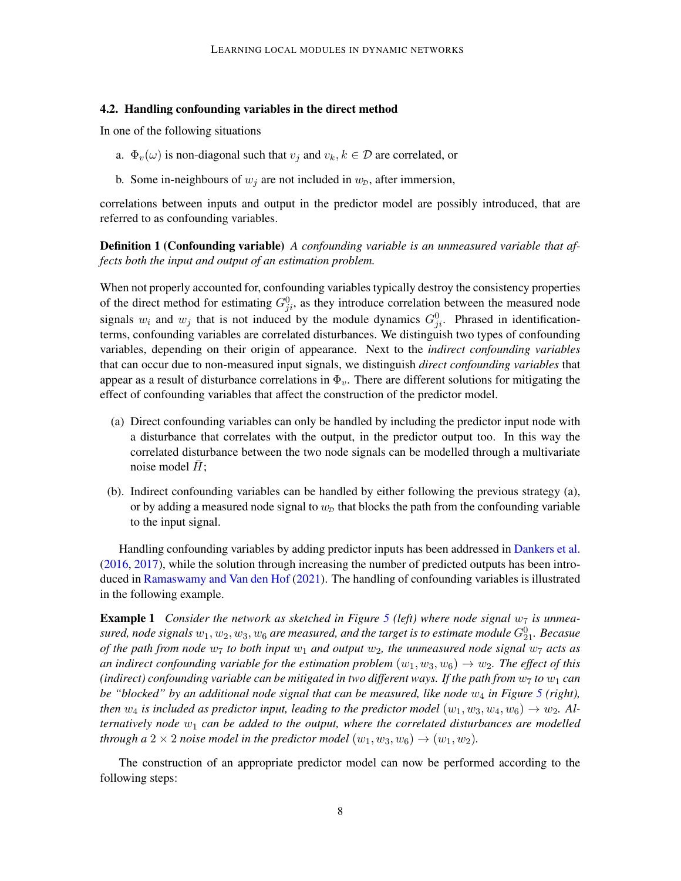### 4.2. Handling confounding variables in the direct method

In one of the following situations

a. $\Phi_v(\omega)$ is non-diagonal such that $v_j$ and $v_k, k \in \mathcal{D}$ are correlated, or

b. Some in-neighbours of $w_j$ are not included in $w_{\mathcal{D}}$, after immersion,

correlations between inputs and output in the predictor model are possibly introduced, that are referred to as confounding variables.

**Definition 1 (Confounding variable)** *A confounding variable is an unmeasured variable that affects both the input and output of an estimation problem.*

When not properly accounted for, confounding variables typically destroy the consistency properties of the direct method for estimating $G_{ji}^0$, as they introduce correlation between the measured node signals $w_i$ and $w_j$ that is not induced by the module dynamics $G_{ji}^0$. Phrased in identification-terms, confounding variables are correlated disturbances. We distinguish two types of confounding variables, depending on their origin of appearance. Next to the *indirect confounding variables* that can occur due to non-measured input signals, we distinguish *direct confounding variables* that appear as a result of disturbance correlations in $\Phi_v$. There are different solutions for mitigating the effect of confounding variables that affect the construction of the predictor model.

(a) Direct confounding variables can only be handled by including the predictor input node with a disturbance that correlates with the output, in the predictor output too. In this way the correlated disturbance between the two node signals can be modelled through a multivariate noise model $\bar{H}$;

(b). Indirect confounding variables can be handled by either following the previous strategy (a), or by adding a measured node signal to $w_{\mathcal{D}}$ that blocks the path from the confounding variable to the input signal.

Handling confounding variables by adding predictor inputs has been addressed in Dankers et al. (2016, 2017), while the solution through increasing the number of predicted outputs has been introduced in Ramaswamy and Van den Hof (2021). The handling of confounding variables is illustrated in the following example.

**Example 1** *Consider the network as sketched in Figure 5 (left) where node signal $w_7$ is unmeasured, node signals $w_1, w_2, w_3, w_6$ are measured, and the target is to estimate module $G_{21}^0$. Becasue of the path from node $w_7$ to both input $w_1$ and output $w_2$, the unmeasured node signal $w_7$ acts as an indirect confounding variable for the estimation problem $(w_1, w_3, w_6) \rightarrow w_2$. The effect of this (indirect) confounding variable can be mitigated in two different ways. If the path from $w_7$ to $w_1$ can be "blocked" by an additional node signal that can be measured, like node $w_4$ in Figure 5 (right), then $w_4$ is included as predictor input, leading to the predictor model $(w_1, w_3, w_4, w_6) \rightarrow w_2$. Alternatively node $w_1$ can be added to the output, where the correlated disturbances are modelled through a $2 \times 2$ noise model in the predictor model $(w_1, w_3, w_6) \rightarrow (w_1, w_2)$.*

The construction of an appropriate predictor model can now be performed according to the following steps: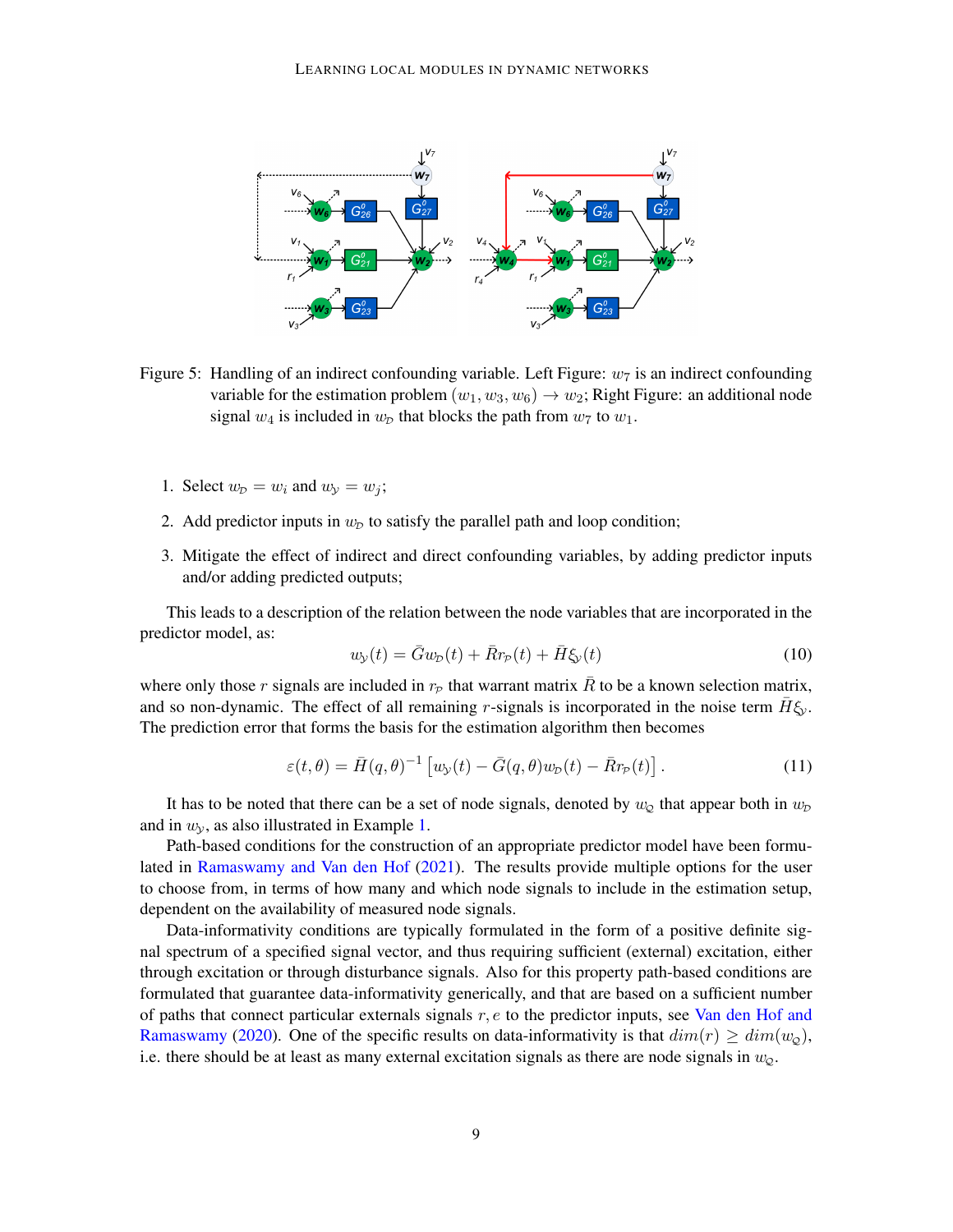Figure 5: Handling of an indirect confounding variable. Left Figure: $w_7$ is an indirect confounding variable for the estimation problem $(w_1, w_3, w_6) \to w_2$; Right Figure: an additional node signal $w_4$ is included in $w_{\mathcal{D}}$ that blocks the path from $w_7$ to $w_1$.

1. Select $w_{\mathcal{D}} = w_i$ and $w_{\mathcal{Y}} = w_j$;
2. Add predictor inputs in $w_{\mathcal{D}}$ to satisfy the parallel path and loop condition;
3. Mitigate the effect of indirect and direct confounding variables, by adding predictor inputs and/or adding predicted outputs;

This leads to a description of the relation between the node variables that are incorporated in the predictor model, as:

$$w_{\mathcal{Y}}(t) = \bar{G} w_{\mathcal{D}}(t) + \bar{R} r_{\mathcal{P}}(t) + \bar{H} \xi_{\mathcal{Y}}(t) \tag{10}$$

where only those $r$ signals are included in $r_{\mathcal{P}}$ that warrant matrix $\bar{R}$ to be a known selection matrix, and so non-dynamic. The effect of all remaining $r$-signals is incorporated in the noise term $\bar{H}\xi_{\mathcal{Y}}$. The prediction error that forms the basis for the estimation algorithm then becomes

$$\varepsilon(t, \theta) = \bar{H}(q, \theta)^{-1} \left[ w_{\mathcal{Y}}(t) - \bar{G}(q, \theta) w_{\mathcal{D}}(t) - \bar{R} r_{\mathcal{P}}(t) \right]. \tag{11}$$

It has to be noted that there can be a set of node signals, denoted by $w_{\mathcal{Q}}$ that appear both in $w_{\mathcal{D}}$ and in $w_{\mathcal{Y}}$, as also illustrated in Example 1.

Path-based conditions for the construction of an appropriate predictor model have been formulated in Ramaswamy and Van den Hof (2021). The results provide multiple options for the user to choose from, in terms of how many and which node signals to include in the estimation setup, dependent on the availability of measured node signals.

Data-informativity conditions are typically formulated in the form of a positive definite signal spectrum of a specified signal vector, and thus requiring sufficient (external) excitation, either through excitation or through disturbance signals. Also for this property path-based conditions are formulated that guarantee data-informativity generically, and that are based on a sufficient number of paths that connect particular externals signals $r, e$ to the predictor inputs, see Van den Hof and Ramaswamy (2020). One of the specific results on data-informativity is that $dim(r) \geq dim(w_{\mathcal{Q}})$, i.e. there should be at least as many external excitation signals as there are node signals in $w_{\mathcal{Q}}$.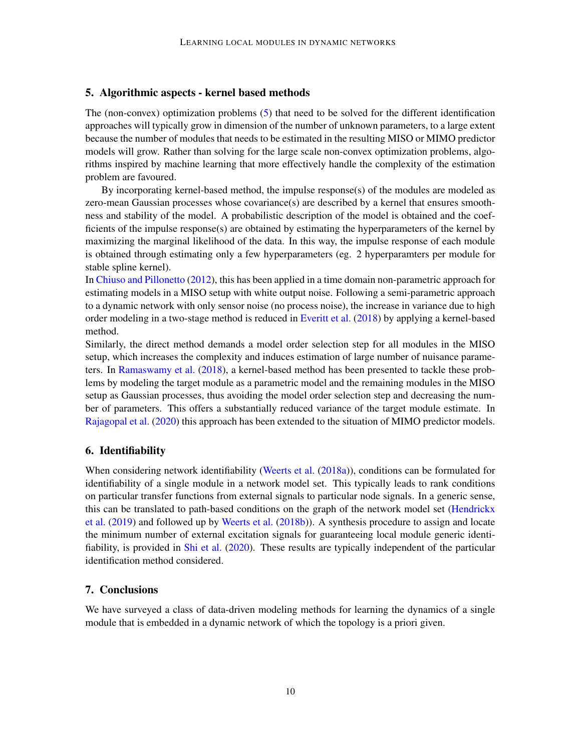## 5. Algorithmic aspects - kernel based methods

The (non-convex) optimization problems (5) that need to be solved for the different identification approaches will typically grow in dimension of the number of unknown parameters, to a large extent because the number of modules that needs to be estimated in the resulting MISO or MIMO predictor models will grow. Rather than solving for the large scale non-convex optimization problems, algorithms inspired by machine learning that more effectively handle the complexity of the estimation problem are favoured.

By incorporating kernel-based method, the impulse response(s) of the modules are modeled as zero-mean Gaussian processes whose covariance(s) are described by a kernel that ensures smoothness and stability of the model. A probabilistic description of the model is obtained and the coefficients of the impulse response(s) are obtained by estimating the hyperparameters of the kernel by maximizing the marginal likelihood of the data. In this way, the impulse response of each module is obtained through estimating only a few hyperparameters (eg. 2 hyperparamters per module for stable spline kernel).

In Chiuso and Pillonetto (2012), this has been applied in a time domain non-parametric approach for estimating models in a MISO setup with white output noise. Following a semi-parametric approach to a dynamic network with only sensor noise (no process noise), the increase in variance due to high order modeling in a two-stage method is reduced in Everitt et al. (2018) by applying a kernel-based method.

Similarly, the direct method demands a model order selection step for all modules in the MISO setup, which increases the complexity and induces estimation of large number of nuisance parameters. In Ramaswamy et al. (2018), a kernel-based method has been presented to tackle these problems by modeling the target module as a parametric model and the remaining modules in the MISO setup as Gaussian processes, thus avoiding the model order selection step and decreasing the number of parameters. This offers a substantially reduced variance of the target module estimate. In Rajagopal et al. (2020) this approach has been extended to the situation of MIMO predictor models.

## 6. Identifiability

When considering network identifiability (Weerts et al. (2018a)), conditions can be formulated for identifiability of a single module in a network model set. This typically leads to rank conditions on particular transfer functions from external signals to particular node signals. In a generic sense, this can be translated to path-based conditions on the graph of the network model set (Hendrickx et al. (2019) and followed up by Weerts et al. (2018b)). A synthesis procedure to assign and locate the minimum number of external excitation signals for guaranteeing local module generic identifiability, is provided in Shi et al. (2020). These results are typically independent of the particular identification method considered.

## 7. Conclusions

We have surveyed a class of data-driven modeling methods for learning the dynamics of a single module that is embedded in a dynamic network of which the topology is a priori given.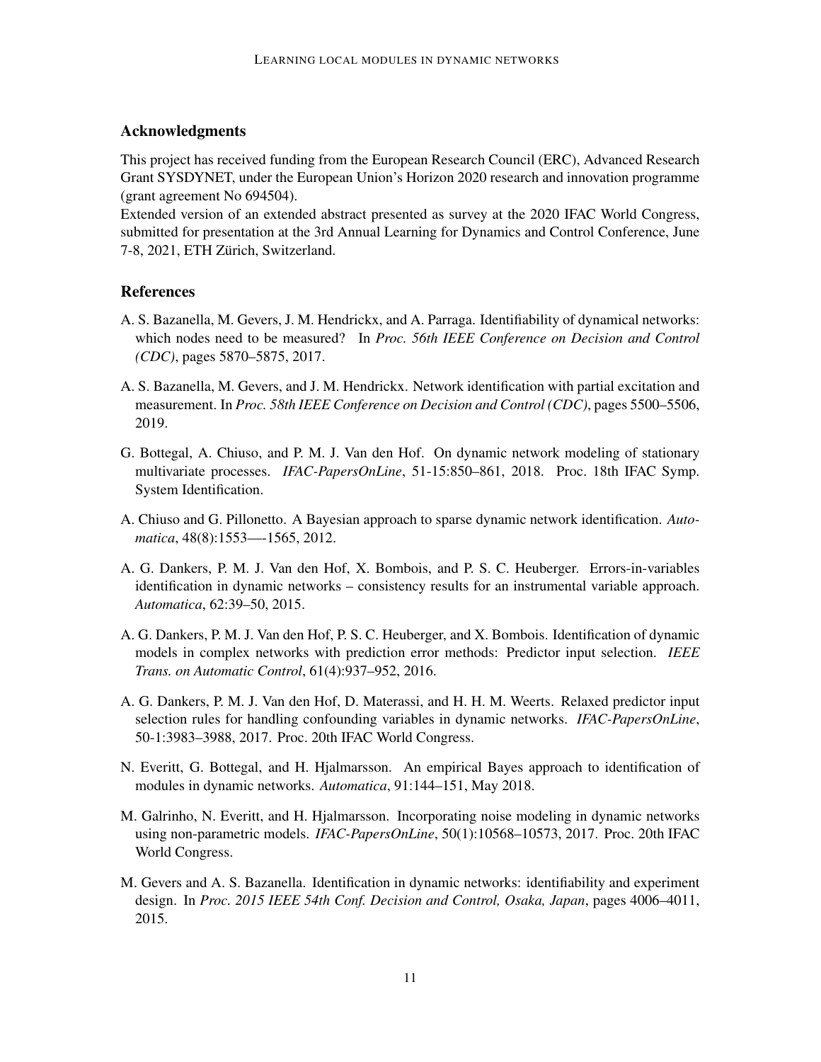## Acknowledgments

This project has received funding from the European Research Council (ERC), Advanced Research Grant SYSDYNET, under the European Union's Horizon 2020 research and innovation programme (grant agreement No 694504).
Extended version of an extended abstract presented as survey at the 2020 IFAC World Congress, submitted for presentation at the 3rd Annual Learning for Dynamics and Control Conference, June 7-8, 2021, ETH Zürich, Switzerland.

## References

A. S. Bazanella, M. Gevers, J. M. Hendrickx, and A. Parraga. Identifiability of dynamical networks: which nodes need to be measured? In *Proc. 56th IEEE Conference on Decision and Control (CDC)*, pages 5870–5875, 2017.

A. S. Bazanella, M. Gevers, and J. M. Hendrickx. Network identification with partial excitation and measurement. In *Proc. 58th IEEE Conference on Decision and Control (CDC)*, pages 5500–5506, 2019.

G. Bottegal, A. Chiuso, and P. M. J. Van den Hof. On dynamic network modeling of stationary multivariate processes. *IFAC-PapersOnLine*, 51-15:850–861, 2018. Proc. 18th IFAC Symp. System Identification.

A. Chiuso and G. Pillonetto. A Bayesian approach to sparse dynamic network identification. *Automatica*, 48(8):1553—-1565, 2012.

A. G. Dankers, P. M. J. Van den Hof, X. Bombois, and P. S. C. Heuberger. Errors-in-variables identification in dynamic networks – consistency results for an instrumental variable approach. *Automatica*, 62:39–50, 2015.

A. G. Dankers, P. M. J. Van den Hof, P. S. C. Heuberger, and X. Bombois. Identification of dynamic models in complex networks with prediction error methods: Predictor input selection. *IEEE Trans. on Automatic Control*, 61(4):937–952, 2016.

A. G. Dankers, P. M. J. Van den Hof, D. Materassi, and H. H. M. Weerts. Relaxed predictor input selection rules for handling confounding variables in dynamic networks. *IFAC-PapersOnLine*, 50-1:3983–3988, 2017. Proc. 20th IFAC World Congress.

N. Everitt, G. Bottegal, and H. Hjalmarsson. An empirical Bayes approach to identification of modules in dynamic networks. *Automatica*, 91:144–151, May 2018.

M. Galrinho, N. Everitt, and H. Hjalmarsson. Incorporating noise modeling in dynamic networks using non-parametric models. *IFAC-PapersOnLine*, 50(1):10568–10573, 2017. Proc. 20th IFAC World Congress.

M. Gevers and A. S. Bazanella. Identification in dynamic networks: identifiability and experiment design. In *Proc. 2015 IEEE 54th Conf. Decision and Control, Osaka, Japan*, pages 4006–4011, 2015.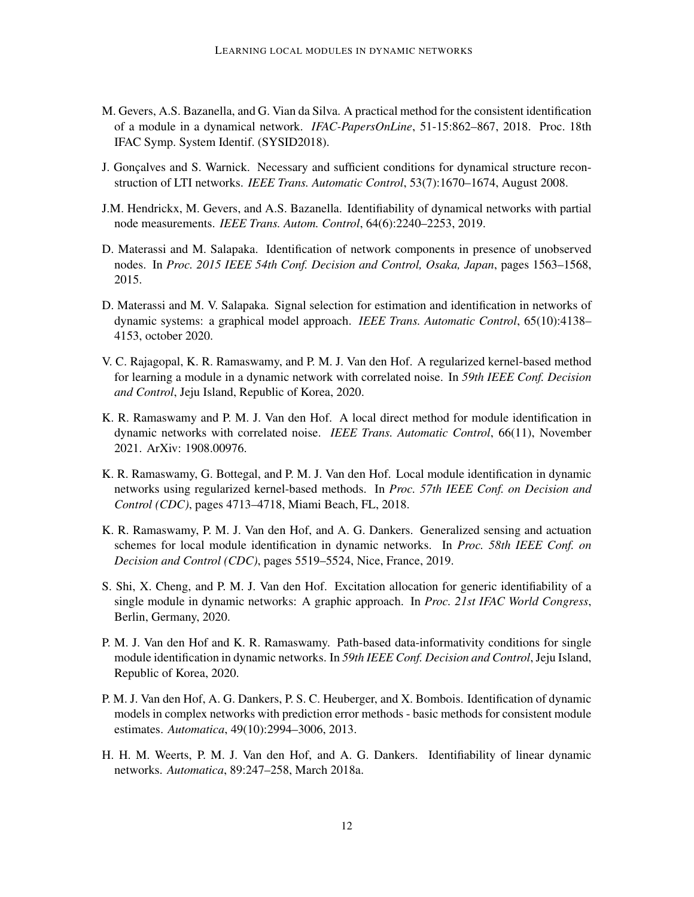M. Gevers, A.S. Bazanella, and G. Vian da Silva. A practical method for the consistent identification of a module in a dynamical network. *IFAC-PapersOnLine*, 51-15:862–867, 2018. Proc. 18th IFAC Symp. System Identif. (SYSID2018).

J. Gonçalves and S. Warnick. Necessary and sufficient conditions for dynamical structure reconstruction of LTI networks. *IEEE Trans. Automatic Control*, 53(7):1670–1674, August 2008.

J.M. Hendrickx, M. Gevers, and A.S. Bazanella. Identifiability of dynamical networks with partial node measurements. *IEEE Trans. Autom. Control*, 64(6):2240–2253, 2019.

D. Materassi and M. Salapaka. Identification of network components in presence of unobserved nodes. In *Proc. 2015 IEEE 54th Conf. Decision and Control, Osaka, Japan*, pages 1563–1568, 2015.

D. Materassi and M. V. Salapaka. Signal selection for estimation and identification in networks of dynamic systems: a graphical model approach. *IEEE Trans. Automatic Control*, 65(10):4138–4153, october 2020.

V. C. Rajagopal, K. R. Ramaswamy, and P. M. J. Van den Hof. A regularized kernel-based method for learning a module in a dynamic network with correlated noise. In *59th IEEE Conf. Decision and Control*, Jeju Island, Republic of Korea, 2020.

K. R. Ramaswamy and P. M. J. Van den Hof. A local direct method for module identification in dynamic networks with correlated noise. *IEEE Trans. Automatic Control*, 66(11), November 2021. ArXiv: 1908.00976.

K. R. Ramaswamy, G. Bottegal, and P. M. J. Van den Hof. Local module identification in dynamic networks using regularized kernel-based methods. In *Proc. 57th IEEE Conf. on Decision and Control (CDC)*, pages 4713–4718, Miami Beach, FL, 2018.

K. R. Ramaswamy, P. M. J. Van den Hof, and A. G. Dankers. Generalized sensing and actuation schemes for local module identification in dynamic networks. In *Proc. 58th IEEE Conf. on Decision and Control (CDC)*, pages 5519–5524, Nice, France, 2019.

S. Shi, X. Cheng, and P. M. J. Van den Hof. Excitation allocation for generic identifiability of a single module in dynamic networks: A graphic approach. In *Proc. 21st IFAC World Congress*, Berlin, Germany, 2020.

P. M. J. Van den Hof and K. R. Ramaswamy. Path-based data-informativity conditions for single module identification in dynamic networks. In *59th IEEE Conf. Decision and Control*, Jeju Island, Republic of Korea, 2020.

P. M. J. Van den Hof, A. G. Dankers, P. S. C. Heuberger, and X. Bombois. Identification of dynamic models in complex networks with prediction error methods - basic methods for consistent module estimates. *Automatica*, 49(10):2994–3006, 2013.

H. H. M. Weerts, P. M. J. Van den Hof, and A. G. Dankers. Identifiability of linear dynamic networks. *Automatica*, 89:247–258, March 2018a.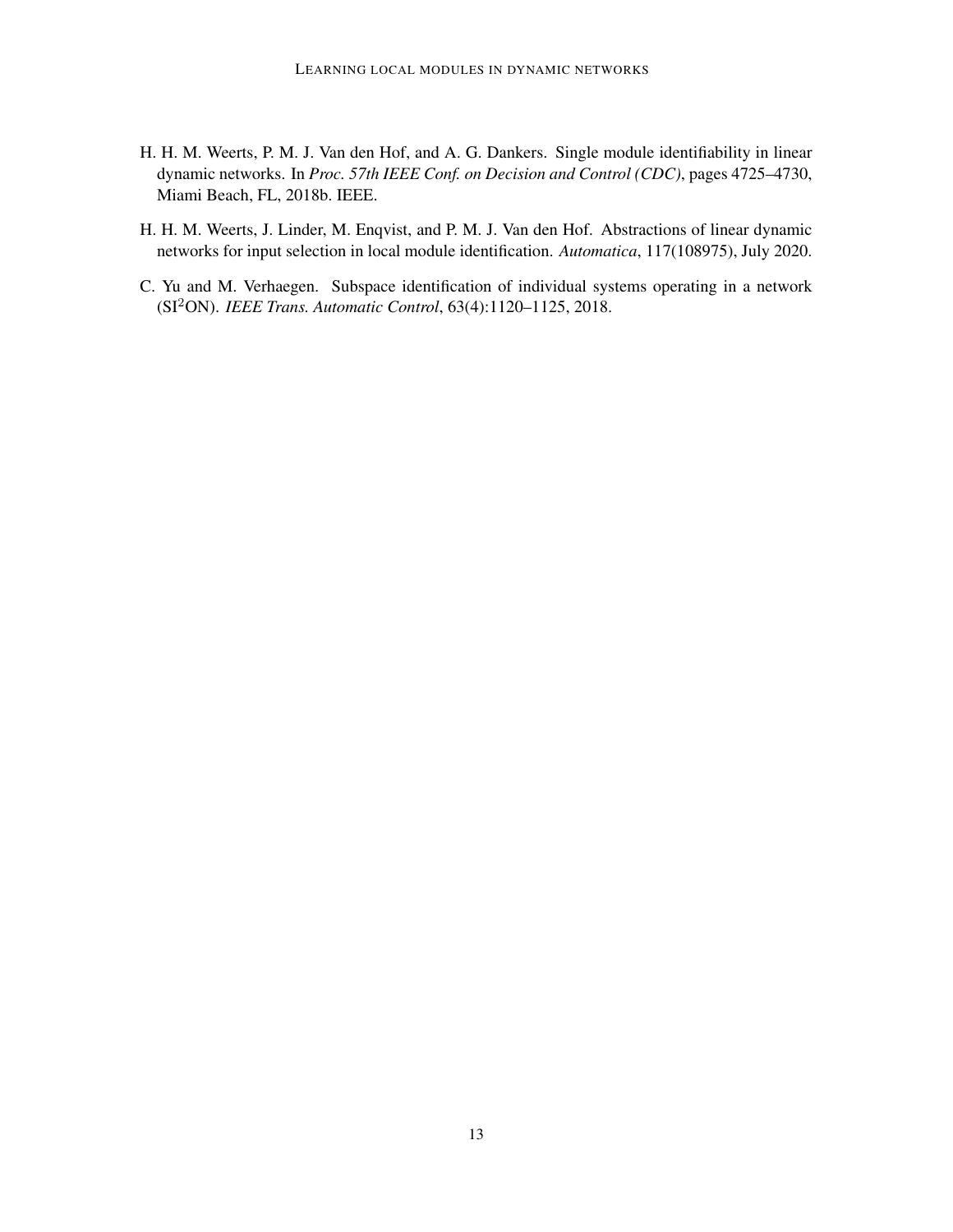H. H. M. Weerts, P. M. J. Van den Hof, and A. G. Dankers. Single module identifiability in linear dynamic networks. In *Proc. 57th IEEE Conf. on Decision and Control (CDC)*, pages 4725–4730, Miami Beach, FL, 2018b. IEEE.

H. H. M. Weerts, J. Linder, M. Enqvist, and P. M. J. Van den Hof. Abstractions of linear dynamic networks for input selection in local module identification. *Automatica*, 117(108975), July 2020.

C. Yu and M. Verhaegen. Subspace identification of individual systems operating in a network ($SI^2ON$). *IEEE Trans. Automatic Control*, 63(4):1120–1125, 2018.